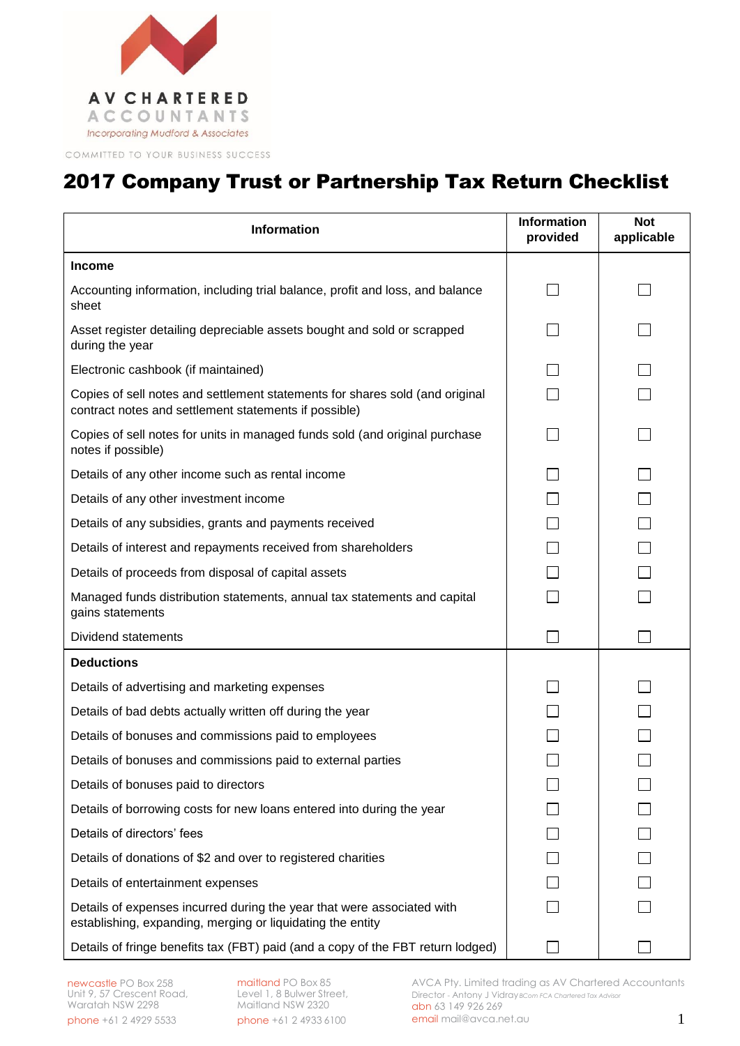AV CHARTERED ACCOUNTANTS
Incorporating Mudford & Associates

COMMITTED TO YOUR BUSINESS SUCCESS

# 2017 Company Trust or Partnership Tax Return Checklist

| Information | Information provided | Not applicable |
|---|---|---|
| **Income** | | |
| Accounting information, including trial balance, profit and loss, and balance sheet | ☐ | ☐ |
| Asset register detailing depreciable assets bought and sold or scrapped during the year | ☐ | ☐ |
| Electronic cashbook (if maintained) | ☐ | ☐ |
| Copies of sell notes and settlement statements for shares sold (and original contract notes and settlement statements if possible) | ☐ | ☐ |
| Copies of sell notes for units in managed funds sold (and original purchase notes if possible) | ☐ | ☐ |
| Details of any other income such as rental income | ☐ | ☐ |
| Details of any other investment income | ☐ | ☐ |
| Details of any subsidies, grants and payments received | ☐ | ☐ |
| Details of interest and repayments received from shareholders | ☐ | ☐ |
| Details of proceeds from disposal of capital assets | ☐ | ☐ |
| Managed funds distribution statements, annual tax statements and capital gains statements | ☐ | ☐ |
| Dividend statements | ☐ | ☐ |
| **Deductions** | | |
| Details of advertising and marketing expenses | ☐ | ☐ |
| Details of bad debts actually written off during the year | ☐ | ☐ |
| Details of bonuses and commissions paid to employees | ☐ | ☐ |
| Details of bonuses and commissions paid to external parties | ☐ | ☐ |
| Details of bonuses paid to directors | ☐ | ☐ |
| Details of borrowing costs for new loans entered into during the year | ☐ | ☐ |
| Details of directors' fees | ☐ | ☐ |
| Details of donations of $2 and over to registered charities | ☐ | ☐ |
| Details of entertainment expenses | ☐ | ☐ |
| Details of expenses incurred during the year that were associated with establishing, expanding, merging or liquidating the entity | ☐ | ☐ |
| Details of fringe benefits tax (FBT) paid (and a copy of the FBT return lodged) | ☐ | ☐ |

newcastle PO Box 258
Unit 9, 57 Crescent Road,
Waratah NSW 2298
phone +61 2 4929 5533

maitland PO Box 85
Level 1, 8 Bulwer Street,
Maitland NSW 2320
phone +61 2 4933 6100

AVCA Pty. Limited trading as AV Chartered Accountants
Director - Antony J Vidray BCom FCA Chartered Tax Advisor
abn 63 149 926 269
email mail@avca.net.au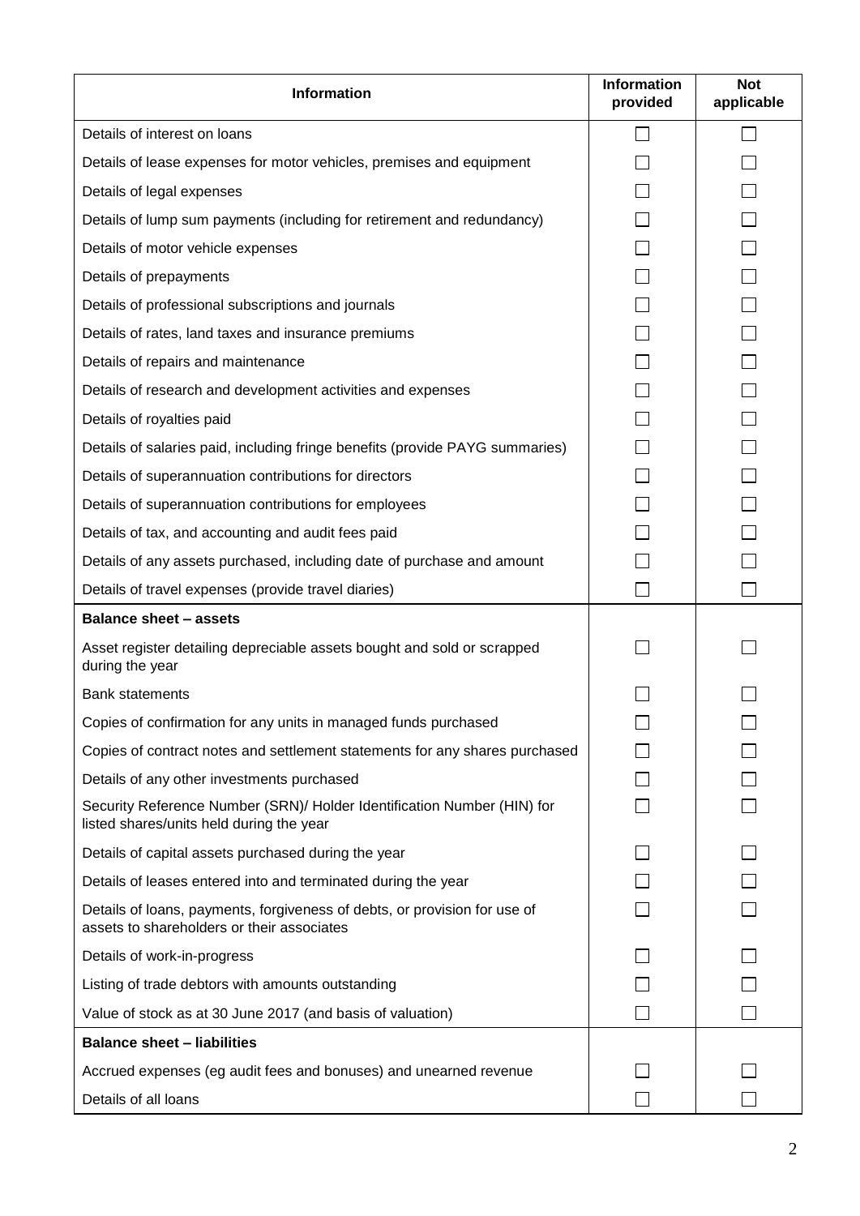| Information | Information provided | Not applicable |
|---|---|---|
| Details of interest on loans | ☐ | ☐ |
| Details of lease expenses for motor vehicles, premises and equipment | ☐ | ☐ |
| Details of legal expenses | ☐ | ☐ |
| Details of lump sum payments (including for retirement and redundancy) | ☐ | ☐ |
| Details of motor vehicle expenses | ☐ | ☐ |
| Details of prepayments | ☐ | ☐ |
| Details of professional subscriptions and journals | ☐ | ☐ |
| Details of rates, land taxes and insurance premiums | ☐ | ☐ |
| Details of repairs and maintenance | ☐ | ☐ |
| Details of research and development activities and expenses | ☐ | ☐ |
| Details of royalties paid | ☐ | ☐ |
| Details of salaries paid, including fringe benefits (provide PAYG summaries) | ☐ | ☐ |
| Details of superannuation contributions for directors | ☐ | ☐ |
| Details of superannuation contributions for employees | ☐ | ☐ |
| Details of tax, and accounting and audit fees paid | ☐ | ☐ |
| Details of any assets purchased, including date of purchase and amount | ☐ | ☐ |
| Details of travel expenses (provide travel diaries) | ☐ | ☐ |
| **Balance sheet – assets** | | |
| Asset register detailing depreciable assets bought and sold or scrapped during the year | ☐ | ☐ |
| Bank statements | ☐ | ☐ |
| Copies of confirmation for any units in managed funds purchased | ☐ | ☐ |
| Copies of contract notes and settlement statements for any shares purchased | ☐ | ☐ |
| Details of any other investments purchased | ☐ | ☐ |
| Security Reference Number (SRN)/ Holder Identification Number (HIN) for listed shares/units held during the year | ☐ | ☐ |
| Details of capital assets purchased during the year | ☐ | ☐ |
| Details of leases entered into and terminated during the year | ☐ | ☐ |
| Details of loans, payments, forgiveness of debts, or provision for use of assets to shareholders or their associates | ☐ | ☐ |
| Details of work-in-progress | ☐ | ☐ |
| Listing of trade debtors with amounts outstanding | ☐ | ☐ |
| Value of stock as at 30 June 2017 (and basis of valuation) | ☐ | ☐ |
| **Balance sheet – liabilities** | | |
| Accrued expenses (eg audit fees and bonuses) and unearned revenue | ☐ | ☐ |
| Details of all loans | ☐ | ☐ |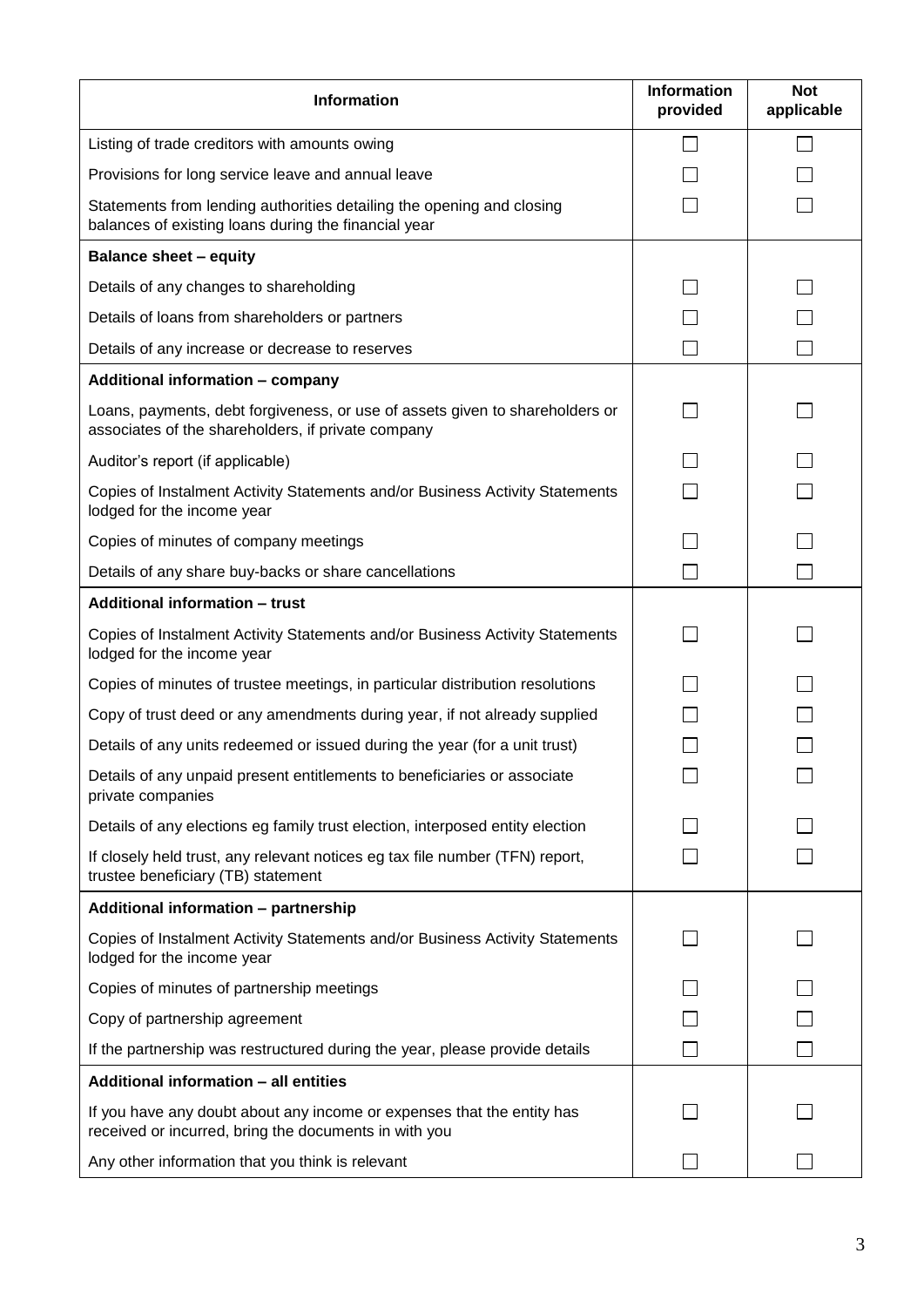| Information | Information provided | Not applicable |
| --- | --- | --- |
| Listing of trade creditors with amounts owing | ☐ | ☐ |
| Provisions for long service leave and annual leave | ☐ | ☐ |
| Statements from lending authorities detailing the opening and closing balances of existing loans during the financial year | ☐ | ☐ |
| **Balance sheet – equity** | | |
| Details of any changes to shareholding | ☐ | ☐ |
| Details of loans from shareholders or partners | ☐ | ☐ |
| Details of any increase or decrease to reserves | ☐ | ☐ |
| **Additional information – company** | | |
| Loans, payments, debt forgiveness, or use of assets given to shareholders or associates of the shareholders, if private company | ☐ | ☐ |
| Auditor's report (if applicable) | ☐ | ☐ |
| Copies of Instalment Activity Statements and/or Business Activity Statements lodged for the income year | ☐ | ☐ |
| Copies of minutes of company meetings | ☐ | ☐ |
| Details of any share buy-backs or share cancellations | ☐ | ☐ |
| **Additional information – trust** | | |
| Copies of Instalment Activity Statements and/or Business Activity Statements lodged for the income year | ☐ | ☐ |
| Copies of minutes of trustee meetings, in particular distribution resolutions | ☐ | ☐ |
| Copy of trust deed or any amendments during year, if not already supplied | ☐ | ☐ |
| Details of any units redeemed or issued during the year (for a unit trust) | ☐ | ☐ |
| Details of any unpaid present entitlements to beneficiaries or associate private companies | ☐ | ☐ |
| Details of any elections eg family trust election, interposed entity election | ☐ | ☐ |
| If closely held trust, any relevant notices eg tax file number (TFN) report, trustee beneficiary (TB) statement | ☐ | ☐ |
| **Additional information – partnership** | | |
| Copies of Instalment Activity Statements and/or Business Activity Statements lodged for the income year | ☐ | ☐ |
| Copies of minutes of partnership meetings | ☐ | ☐ |
| Copy of partnership agreement | ☐ | ☐ |
| If the partnership was restructured during the year, please provide details | ☐ | ☐ |
| **Additional information – all entities** | | |
| If you have any doubt about any income or expenses that the entity has received or incurred, bring the documents in with you | ☐ | ☐ |
| Any other information that you think is relevant | ☐ | ☐ |